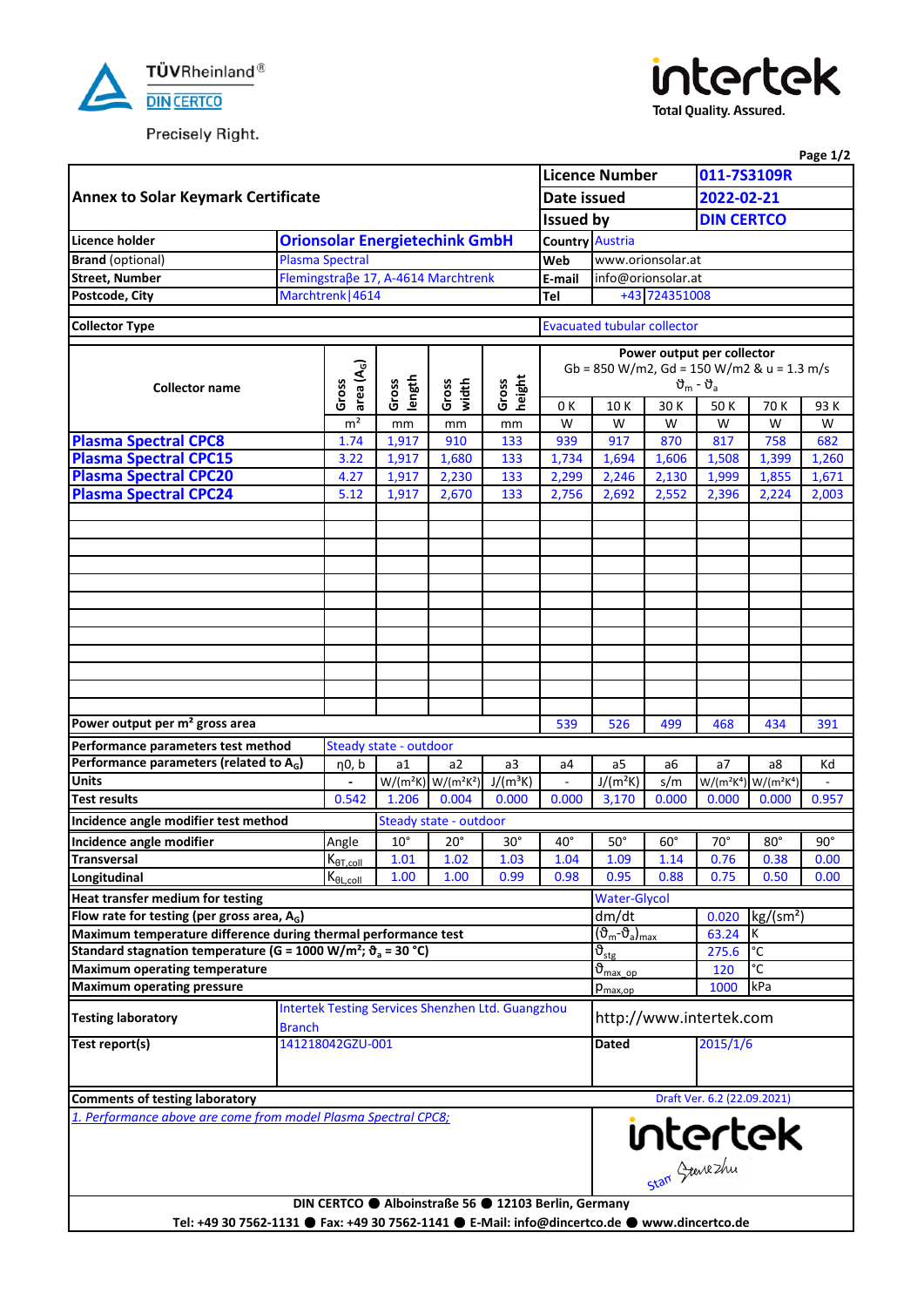TÜVRheinland® DIN CERTCO
Precisely Right.

intertek
Total Quality. Assured.

| Annex to Solar Keymark Certificate | | Licence Number | 011-7S3109R |
|---|---|---|---|
| | | Date issued | 2022-02-21 |
| | | Issued by | DIN CERTCO |
| Licence holder | Orionsolar Energietechink GmbH | Country | Austria |
| Brand (optional) | Plasma Spectral | Web | www.orionsolar.at |
| Street, Number | Flemingstraβe 17, A-4614 Marchtrenk | E-mail | info@orionsolar.at |
| Postcode, City | Marchtrenk \| 4614 | Tel | +43 724351008 |

**Collector Type:** Evacuated tubular collector

| Collector name | Gross area ($A_G$) | Gross length | Gross width | Gross height | Power output per collector Gb = 850 W/m2, Gd = 150 W/m2 & u = 1.3 m/s $\vartheta_m - \vartheta_a$ | | | | | |
|---|---|---|---|---|---|---|---|---|---|---|
| | | | | | 0 K | 10 K | 30 K | 50 K | 70 K | 93 K |
| | m² | mm | mm | mm | W | W | W | W | W | W |
| Plasma Spectral CPC8 | 1.74 | 1,917 | 910 | 133 | 939 | 917 | 870 | 817 | 758 | 682 |
| Plasma Spectral CPC15 | 3.22 | 1,917 | 1,680 | 133 | 1,734 | 1,694 | 1,606 | 1,508 | 1,399 | 1,260 |
| Plasma Spectral CPC20 | 4.27 | 1,917 | 2,230 | 133 | 2,299 | 2,246 | 2,130 | 1,999 | 1,855 | 1,671 |
| Plasma Spectral CPC24 | 5.12 | 1,917 | 2,670 | 133 | 2,756 | 2,692 | 2,552 | 2,396 | 2,224 | 2,003 |
| Power output per m² gross area | | | | | 539 | 526 | 499 | 468 | 434 | 391 |

**Performance parameters test method:** Steady state - outdoor

| Performance parameters (related to $A_G$) | η0, b | a1 | a2 | a3 | a4 | a5 | a6 | a7 | a8 | Kd |
|---|---|---|---|---|---|---|---|---|---|---|
| Units | - | W/(m²K) | W/(m²K²) | J/(m³K) | - | J/(m²K) | s/m | W/(m²K⁴) | W/(m²K⁴) | - |
| Test results | 0.542 | 1.206 | 0.004 | 0.000 | 0.000 | 3,170 | 0.000 | 0.000 | 0.000 | 0.957 |

**Incidence angle modifier test method:** Steady state - outdoor

| Incidence angle modifier | Angle | 10° | 20° | 30° | 40° | 50° | 60° | 70° | 80° | 90° |
|---|---|---|---|---|---|---|---|---|---|---|
| Transversal | $K_{\theta T,coll}$ | 1.01 | 1.02 | 1.03 | 1.04 | 1.09 | 1.14 | 0.76 | 0.38 | 0.00 |
| Longitudinal | $K_{\theta L,coll}$ | 1.00 | 1.00 | 0.99 | 0.98 | 0.95 | 0.88 | 0.75 | 0.50 | 0.00 |

| | | | |
|---|---|---|---|
| Heat transfer medium for testing | Water-Glycol | | |
| Flow rate for testing (per gross area, $A_G$) | dm/dt | 0.020 | kg/(sm²) |
| Maximum temperature difference during thermal performance test | $(\vartheta_m-\vartheta_a)_{max}$ | 63.24 | K |
| Standard stagnation temperature (G = 1000 W/m²; $\vartheta_a$ = 30 °C) | $\vartheta_{stg}$ | 275.6 | °C |
| Maximum operating temperature | $\vartheta_{max\_op}$ | 120 | °C |
| Maximum operating pressure | $p_{max,op}$ | 1000 | kPa |

| | | | |
|---|---|---|---|
| Testing laboratory | Intertek Testing Services Shenzhen Ltd. Guangzhou Branch | http://www.intertek.com | |
| Test report(s) | 141218042GZU-001 | Dated | 2015/1/6 |

**Comments of testing laboratory** — Draft Ver. 6.2 (22.09.2021)

*1. Performance above are come from model Plasma Spectral CPC8;*

intertek

DIN CERTCO ● Alboinstraße 56 ● 12103 Berlin, Germany
Tel: +49 30 7562-1131 ● Fax: +49 30 7562-1141 ● E-Mail: info@dincertco.de ● www.dincertco.de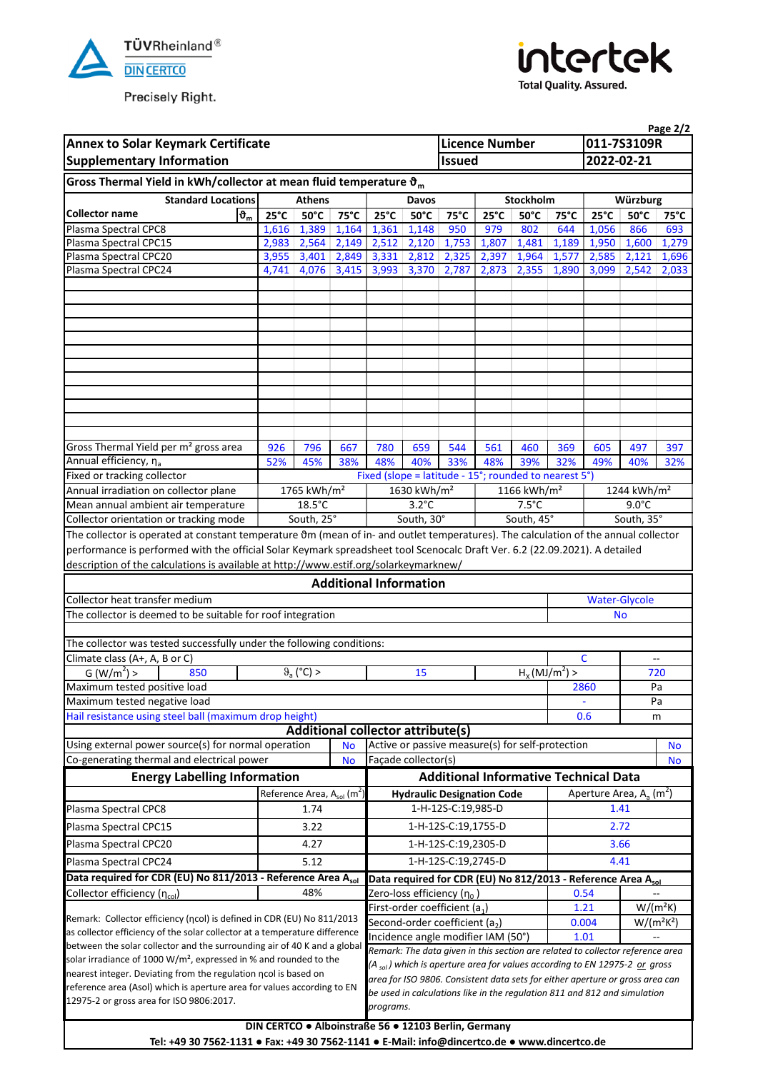TÜVRheinland®
DIN CERTCO
Precisely Right.

intertek
Total Quality. Assured.

| | | | |
|---|---|---|---|
| **Annex to Solar Keymark Certificate** | | **Licence Number** | **011-7S3109R** |
| **Supplementary Information** | | **Issued** | **2022-02-21** |

**Gross Thermal Yield in kWh/collector at mean fluid temperature $\vartheta_m$**

| Standard Locations | Athens | | | Davos | | | Stockholm | | | Würzburg | | |
|---|---|---|---|---|---|---|---|---|---|---|---|---|
| **Collector name** $\vartheta_m$ | 25°C | 50°C | 75°C | 25°C | 50°C | 75°C | 25°C | 50°C | 75°C | 25°C | 50°C | 75°C |
| Plasma Spectral CPC8 | 1,616 | 1,389 | 1,164 | 1,361 | 1,148 | 950 | 979 | 802 | 644 | 1,056 | 866 | 693 |
| Plasma Spectral CPC15 | 2,983 | 2,564 | 2,149 | 2,512 | 2,120 | 1,753 | 1,807 | 1,481 | 1,189 | 1,950 | 1,600 | 1,279 |
| Plasma Spectral CPC20 | 3,955 | 3,401 | 2,849 | 3,331 | 2,812 | 2,325 | 2,397 | 1,964 | 1,577 | 2,585 | 2,121 | 1,696 |
| Plasma Spectral CPC24 | 4,741 | 4,076 | 3,415 | 3,993 | 3,370 | 2,787 | 2,873 | 2,355 | 1,890 | 3,099 | 2,542 | 2,033 |
| Gross Thermal Yield per m² gross area | 926 | 796 | 667 | 780 | 659 | 544 | 561 | 460 | 369 | 605 | 497 | 397 |
| Annual efficiency, $\eta_a$ | 52% | 45% | 38% | 48% | 40% | 33% | 48% | 39% | 32% | 49% | 40% | 32% |
| Fixed or tracking collector | Fixed (slope = latitude - 15°; rounded to nearest 5°) | | | | | | | | | | | |
| Annual irradiation on collector plane | 1765 kWh/m² | | | 1630 kWh/m² | | | 1166 kWh/m² | | | 1244 kWh/m² | | |
| Mean annual ambient air temperature | 18.5°C | | | 3.2°C | | | 7.5°C | | | 9.0°C | | |
| Collector orientation or tracking mode | South, 25° | | | South, 30° | | | South, 45° | | | South, 35° | | |

The collector is operated at constant temperature ϑm (mean of in- and outlet temperatures). The calculation of the annual collector performance is performed with the official Solar Keymark spreadsheet tool Scenocalc Draft Ver. 6.2 (22.09.2021). A detailed description of the calculations is available at http://www.estif.org/solarkeymarknew/

## Additional Information

| | | |
|---|---|---|
| Collector heat transfer medium | Water-Glycole | |
| The collector is deemed to be suitable for roof integration | No | |

The collector was tested successfully under the following conditions:

| | | | | | |
|---|---|---|---|---|---|
| Climate class (A+, A, B or C) | | | | C | -- |
| G (W/m²) > | 850 | $\vartheta_a$ (°C) > | 15 | $H_x$ (MJ/m²) > | 720 |
| Maximum tested positive load | | | | 2860 | Pa |
| Maximum tested negative load | | | | - | Pa |
| Hail resistance using steel ball (maximum drop height) | | | | 0.6 | m |

## Additional collector attribute(s)

| | | | |
|---|---|---|---|
| Using external power source(s) for normal operation | No | Active or passive measure(s) for self-protection | No |
| Co-generating thermal and electrical power | No | Façade collector(s) | No |

| Energy Labelling Information | | Additional Informative Technical Data | |
|---|---|---|---|
| | Reference Area, $A_{sol}$ (m²) | Hydraulic Designation Code | Aperture Area, $A_a$ (m²) |
| Plasma Spectral CPC8 | 1.74 | 1-H-12S-C:19,985-D | 1.41 |
| Plasma Spectral CPC15 | 3.22 | 1-H-12S-C:19,1755-D | 2.72 |
| Plasma Spectral CPC20 | 4.27 | 1-H-12S-C:19,2305-D | 3.66 |
| Plasma Spectral CPC24 | 5.12 | 1-H-12S-C:19,2745-D | 4.41 |

**Data required for CDR (EU) No 811/2013 - Reference Area $A_{sol}$**

| | |
|---|---|
| Collector efficiency ($\eta_{col}$) | 48% |

Remark: Collector efficiency (ηcol) is defined in CDR (EU) No 811/2013 as collector efficiency of the solar collector at a temperature difference between the solar collector and the surrounding air of 40 K and a global solar irradiance of 1000 W/m², expressed in % and rounded to the nearest integer. Deviating from the regulation ηcol is based on reference area (Asol) which is aperture area for values according to EN 12975-2 or gross area for ISO 9806:2017.

**Data required for CDR (EU) No 812/2013 - Reference Area $A_{sol}$**

| | | |
|---|---|---|
| Zero-loss efficiency ($\eta_0$) | 0.54 | -- |
| First-order coefficient ($a_1$) | 1.21 | W/(m²K) |
| Second-order coefficient ($a_2$) | 0.004 | W/(m²K²) |
| Incidence angle modifier IAM (50°) | 1.01 | -- |

*Remark: The data given in this section are related to collector reference area ($A_{sol}$) which is aperture area for values according to EN 12975-2 or gross area for ISO 9806. Consistent data sets for either aperture or gross area can be used in calculations like in the regulation 811 and 812 and simulation programs.*

**DIN CERTCO ● Alboinstraße 56 ● 12103 Berlin, Germany**
**Tel: +49 30 7562-1131 ● Fax: +49 30 7562-1141 ● E-Mail: info@dincertco.de ● www.dincertco.de**